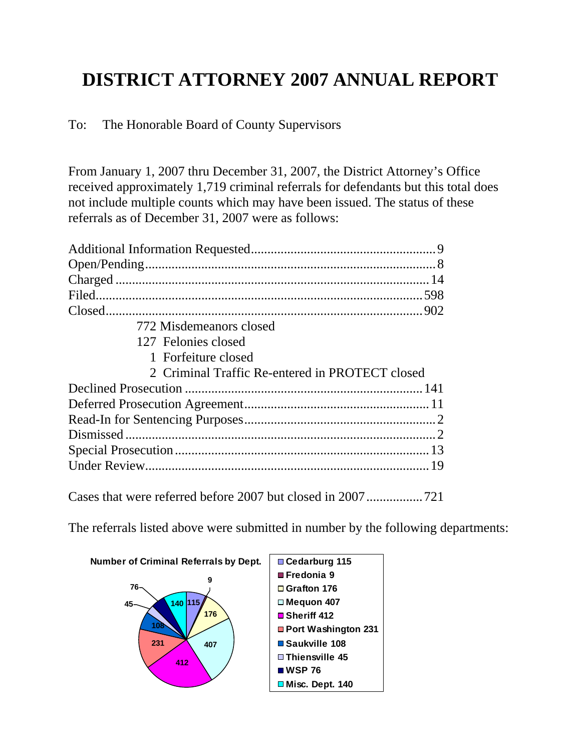# DISTRICT ATTORNEY 2007 ANNUAL REPORT

To: The Honorable Board of County Supervisors

From January 1, 2007 thru December 31, 2007, the District Attorney's Office received approximately 1,719 criminal referrals for defendants but this total does not include multiple counts which may have been issued. The status of these referrals as of December 31, 2007 were as follows:

| Status | Count |
|---|---|
| Additional Information Requested | 9 |
| Open/Pending | 8 |
| Charged | 14 |
| Filed | 598 |
| Closed | 902 |
| 772 Misdemeanors closed | |
| 127 Felonies closed | |
| 1 Forfeiture closed | |
| 2 Criminal Traffic Re-entered in PROTECT closed | |
| Declined Prosecution | 141 |
| Deferred Prosecution Agreement | 11 |
| Read-In for Sentencing Purposes | 2 |
| Dismissed | 2 |
| Special Prosecution | 13 |
| Under Review | 19 |

Cases that were referred before 2007 but closed in 2007 .......... 721

The referrals listed above were submitted in number by the following departments:

**Number of Criminal Referrals by Dept.**

| Department | Referrals |
|---|---|
| Cedarburg | 115 |
| Fredonia | 9 |
| Grafton | 176 |
| Mequon | 407 |
| Sheriff | 412 |
| Port Washington | 231 |
| Saukville | 108 |
| Thiensville | 45 |
| WSP | 76 |
| Misc. Dept. | 140 |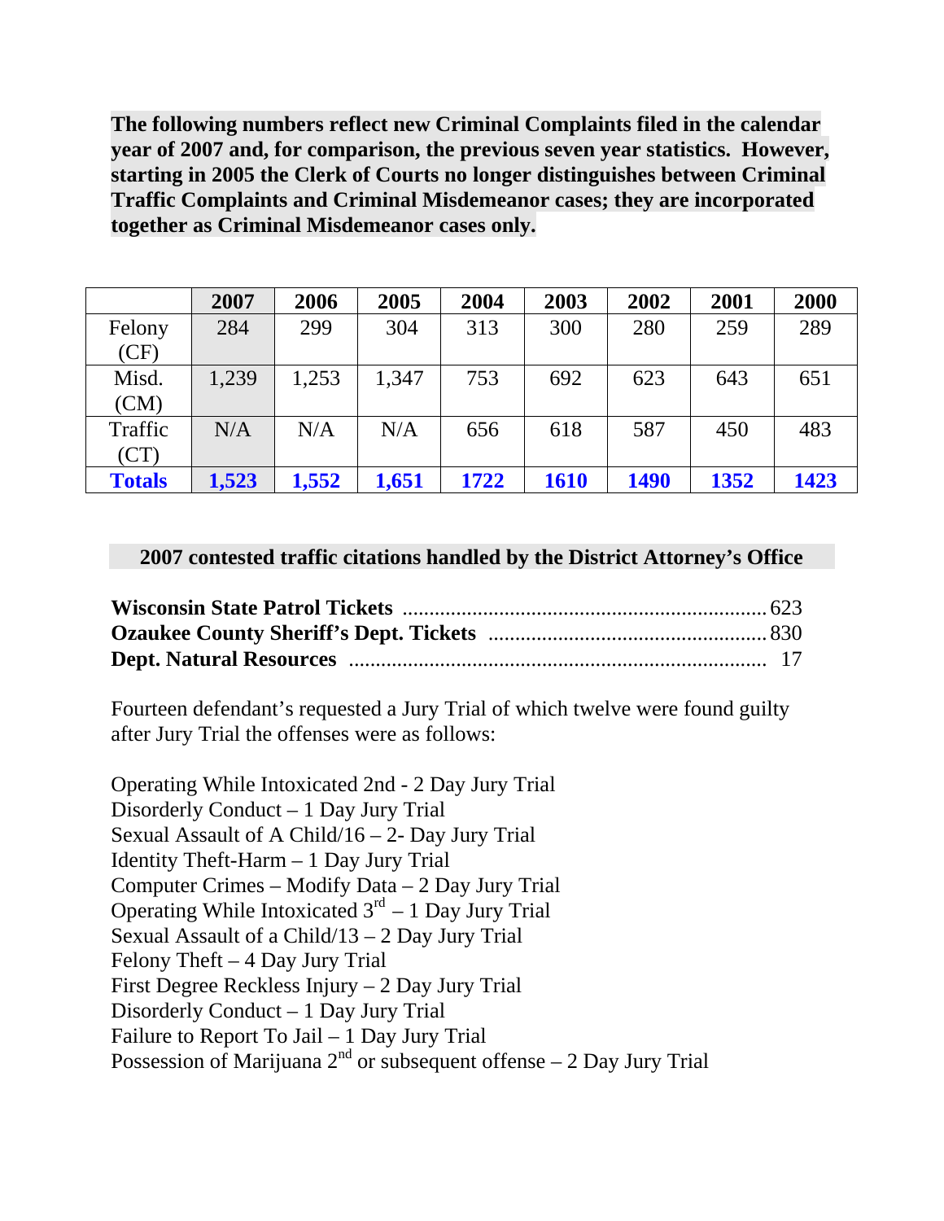**The following numbers reflect new Criminal Complaints filed in the calendar year of 2007 and, for comparison, the previous seven year statistics. However, starting in 2005 the Clerk of Courts no longer distinguishes between Criminal Traffic Complaints and Criminal Misdemeanor cases; they are incorporated together as Criminal Misdemeanor cases only.**

| | 2007 | 2006 | 2005 | 2004 | 2003 | 2002 | 2001 | 2000 |
|---|---|---|---|---|---|---|---|---|
| Felony (CF) | 284 | 299 | 304 | 313 | 300 | 280 | 259 | 289 |
| Misd. (CM) | 1,239 | 1,253 | 1,347 | 753 | 692 | 623 | 643 | 651 |
| Traffic (CT) | N/A | N/A | N/A | 656 | 618 | 587 | 450 | 483 |
| **Totals** | **1,523** | **1,552** | **1,651** | **1722** | **1610** | **1490** | **1352** | **1423** |

**2007 contested traffic citations handled by the District Attorney's Office**

**Wisconsin State Patrol Tickets** .................................................................. 623
**Ozaukee County Sheriff's Dept. Tickets** ................................................... 830
**Dept. Natural Resources** ............................................................................ 17

Fourteen defendant's requested a Jury Trial of which twelve were found guilty after Jury Trial the offenses were as follows:

Operating While Intoxicated 2nd - 2 Day Jury Trial
Disorderly Conduct – 1 Day Jury Trial
Sexual Assault of A Child/16 – 2- Day Jury Trial
Identity Theft-Harm – 1 Day Jury Trial
Computer Crimes – Modify Data – 2 Day Jury Trial
Operating While Intoxicated 3rd – 1 Day Jury Trial
Sexual Assault of a Child/13 – 2 Day Jury Trial
Felony Theft – 4 Day Jury Trial
First Degree Reckless Injury – 2 Day Jury Trial
Disorderly Conduct – 1 Day Jury Trial
Failure to Report To Jail – 1 Day Jury Trial
Possession of Marijuana 2nd or subsequent offense – 2 Day Jury Trial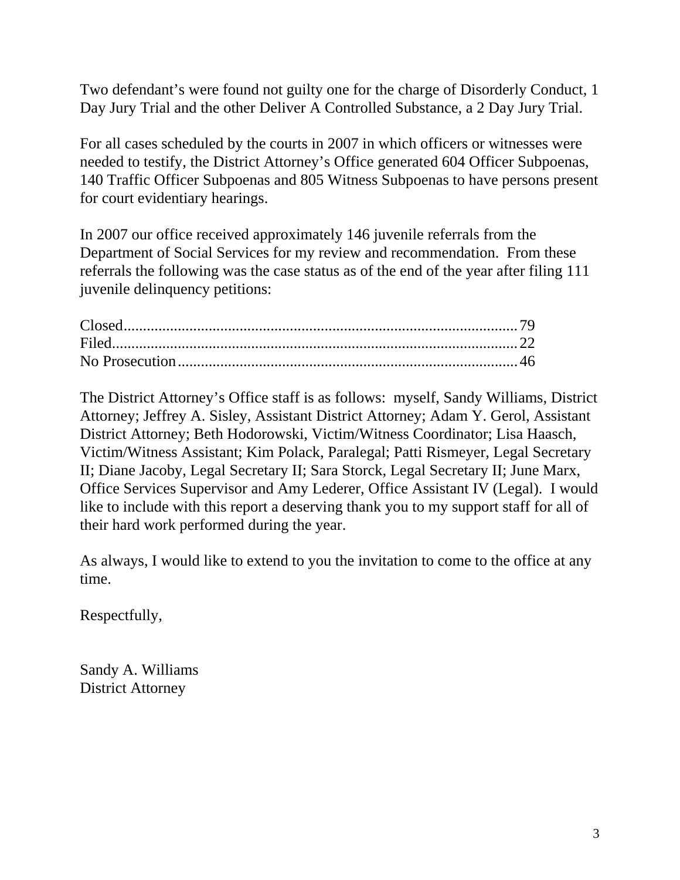Two defendant's were found not guilty one for the charge of Disorderly Conduct, 1 Day Jury Trial and the other Deliver A Controlled Substance, a 2 Day Jury Trial.

For all cases scheduled by the courts in 2007 in which officers or witnesses were needed to testify, the District Attorney's Office generated 604 Officer Subpoenas, 140 Traffic Officer Subpoenas and 805 Witness Subpoenas to have persons present for court evidentiary hearings.

In 2007 our office received approximately 146 juvenile referrals from the Department of Social Services for my review and recommendation. From these referrals the following was the case status as of the end of the year after filing 111 juvenile delinquency petitions:

| | |
|---|---|
| Closed | 79 |
| Filed | 22 |
| No Prosecution | 46 |

The District Attorney's Office staff is as follows: myself, Sandy Williams, District Attorney; Jeffrey A. Sisley, Assistant District Attorney; Adam Y. Gerol, Assistant District Attorney; Beth Hodorowski, Victim/Witness Coordinator; Lisa Haasch, Victim/Witness Assistant; Kim Polack, Paralegal; Patti Rismeyer, Legal Secretary II; Diane Jacoby, Legal Secretary II; Sara Storck, Legal Secretary II; June Marx, Office Services Supervisor and Amy Lederer, Office Assistant IV (Legal). I would like to include with this report a deserving thank you to my support staff for all of their hard work performed during the year.

As always, I would like to extend to you the invitation to come to the office at any time.

Respectfully,

Sandy A. Williams
District Attorney